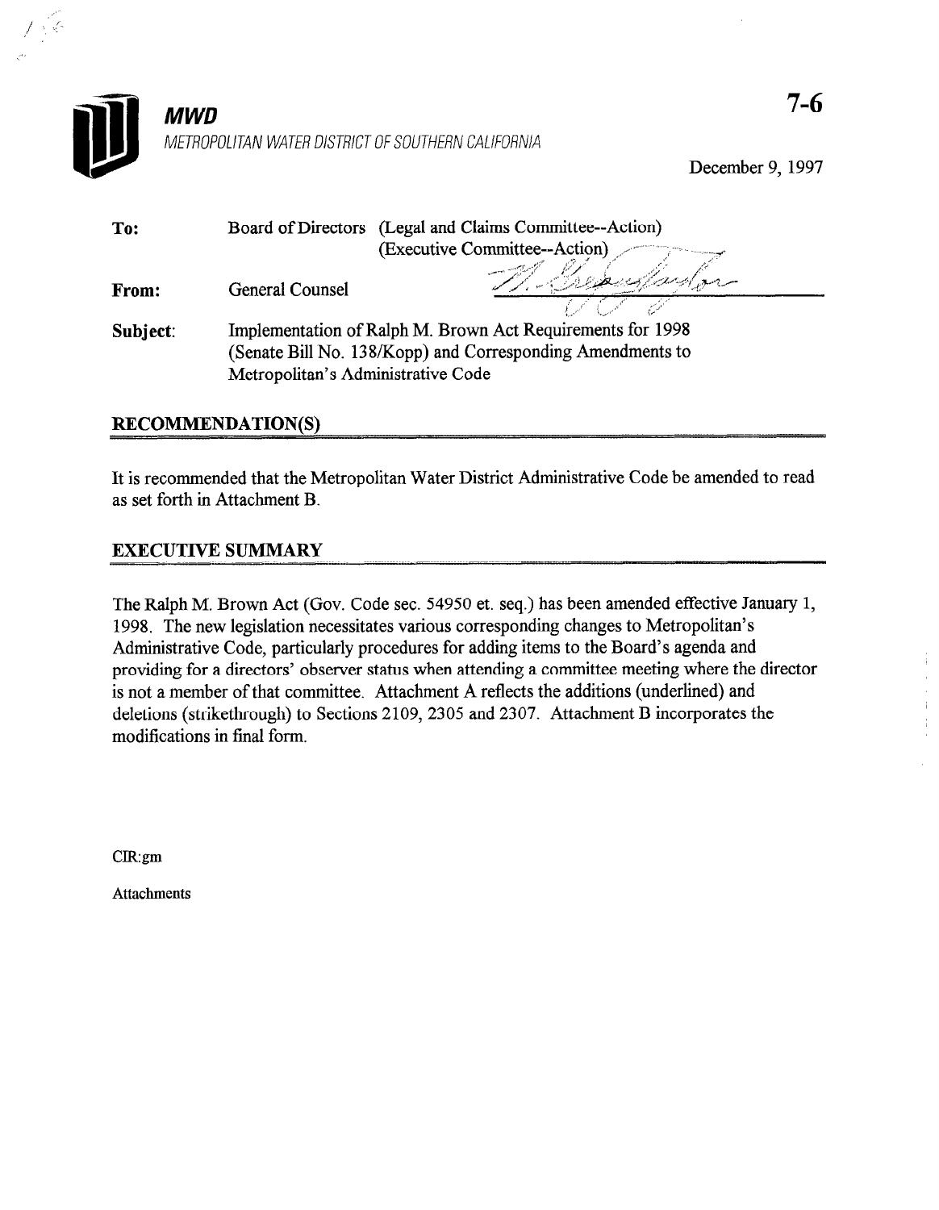# MWD

METROPOLITAN WATER DISTRICT OF SOUTHERN CALIFORNIA

7-6

December 9, 1997

**To:** Board of Directors (Legal and Claims Committee--Action) (Executive Committee--Action)

**From:** General Counsel

**Subject:** Implementation of Ralph M. Brown Act Requirements for 1998 (Senate Bill No. 138/Kopp) and Corresponding Amendments to Metropolitan's Administrative Code

## RECOMMENDATION(S)

It is recommended that the Metropolitan Water District Administrative Code be amended to read as set forth in Attachment B.

## EXECUTIVE SUMMARY

The Ralph M. Brown Act (Gov. Code sec. 54950 et. seq.) has been amended effective January 1, 1998. The new legislation necessitates various corresponding changes to Metropolitan's Administrative Code, particularly procedures for adding items to the Board's agenda and providing for a directors' observer status when attending a committee meeting where the director is not a member of that committee. Attachment A reflects the additions (underlined) and deletions (strikethrough) to Sections 2109, 2305 and 2307. Attachment B incorporates the modifications in final form.

CIR:gm

Attachments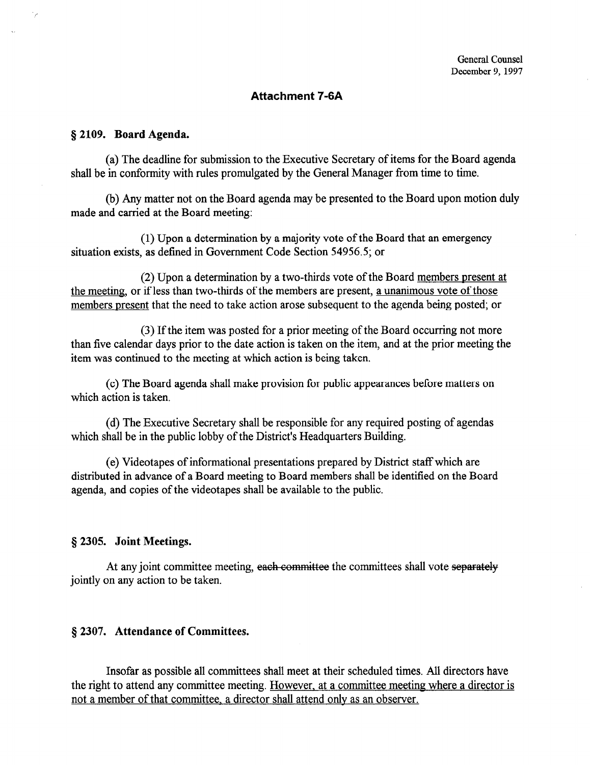General Counsel
December 9, 1997

## Attachment 7-6A

### § 2109. Board Agenda.

(a) The deadline for submission to the Executive Secretary of items for the Board agenda shall be in conformity with rules promulgated by the General Manager from time to time.

(b) Any matter not on the Board agenda may be presented to the Board upon motion duly made and carried at the Board meeting:

(1) Upon a determination by a majority vote of the Board that an emergency situation exists, as defined in Government Code Section 54956.5; or

(2) Upon a determination by a two-thirds vote of the Board <u>members present at the meeting</u>, or if less than two-thirds of the members are present, <u>a unanimous vote of those members present</u> that the need to take action arose subsequent to the agenda being posted; or

(3) If the item was posted for a prior meeting of the Board occurring not more than five calendar days prior to the date action is taken on the item, and at the prior meeting the item was continued to the meeting at which action is being taken.

(c) The Board agenda shall make provision for public appearances before matters on which action is taken.

(d) The Executive Secretary shall be responsible for any required posting of agendas which shall be in the public lobby of the District's Headquarters Building.

(e) Videotapes of informational presentations prepared by District staff which are distributed in advance of a Board meeting to Board members shall be identified on the Board agenda, and copies of the videotapes shall be available to the public.

### § 2305. Joint Meetings.

At any joint committee meeting, ~~each committee~~ the committees shall vote ~~separately~~ jointly on any action to be taken.

### § 2307. Attendance of Committees.

Insofar as possible all committees shall meet at their scheduled times. All directors have the right to attend any committee meeting. <u>However, at a committee meeting where a director is not a member of that committee, a director shall attend only as an observer.</u>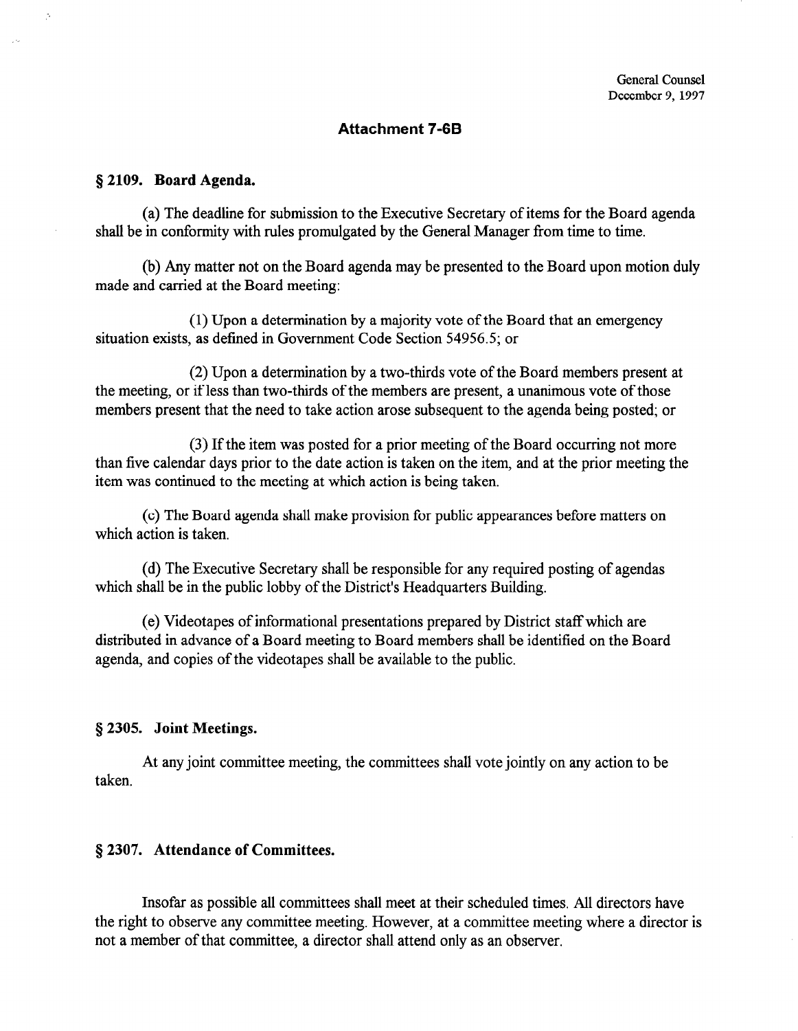General Counsel
December 9, 1997

## Attachment 7-6B

### § 2109. Board Agenda.

(a) The deadline for submission to the Executive Secretary of items for the Board agenda shall be in conformity with rules promulgated by the General Manager from time to time.

(b) Any matter not on the Board agenda may be presented to the Board upon motion duly made and carried at the Board meeting:

(1) Upon a determination by a majority vote of the Board that an emergency situation exists, as defined in Government Code Section 54956.5; or

(2) Upon a determination by a two-thirds vote of the Board members present at the meeting, or if less than two-thirds of the members are present, a unanimous vote of those members present that the need to take action arose subsequent to the agenda being posted; or

(3) If the item was posted for a prior meeting of the Board occurring not more than five calendar days prior to the date action is taken on the item, and at the prior meeting the item was continued to the meeting at which action is being taken.

(c) The Board agenda shall make provision for public appearances before matters on which action is taken.

(d) The Executive Secretary shall be responsible for any required posting of agendas which shall be in the public lobby of the District's Headquarters Building.

(e) Videotapes of informational presentations prepared by District staff which are distributed in advance of a Board meeting to Board members shall be identified on the Board agenda, and copies of the videotapes shall be available to the public.

### § 2305. Joint Meetings.

At any joint committee meeting, the committees shall vote jointly on any action to be taken.

### § 2307. Attendance of Committees.

Insofar as possible all committees shall meet at their scheduled times. All directors have the right to observe any committee meeting. However, at a committee meeting where a director is not a member of that committee, a director shall attend only as an observer.